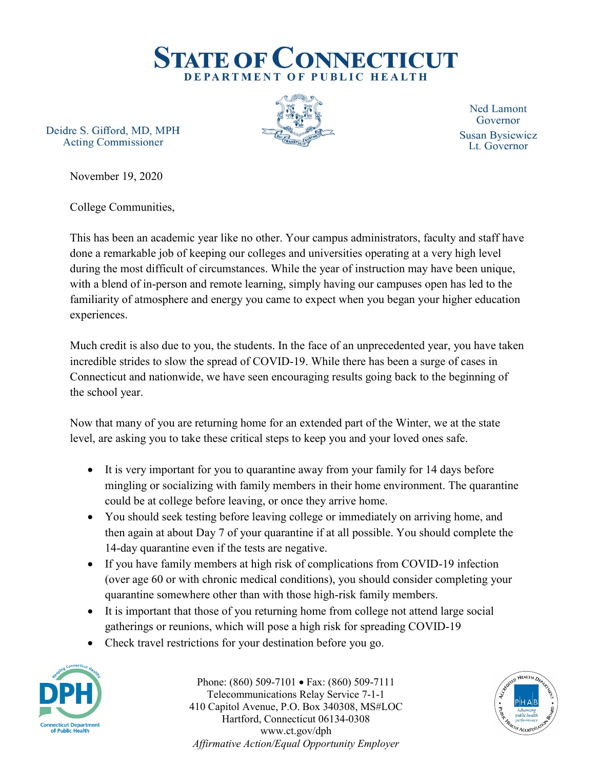# STATE OF CONNECTICUT
## DEPARTMENT OF PUBLIC HEALTH

Deidre S. Gifford, MD, MPH
Acting Commissioner

Ned Lamont
Governor

Susan Bysiewicz
Lt. Governor

November 19, 2020

College Communities,

This has been an academic year like no other. Your campus administrators, faculty and staff have done a remarkable job of keeping our colleges and universities operating at a very high level during the most difficult of circumstances. While the year of instruction may have been unique, with a blend of in-person and remote learning, simply having our campuses open has led to the familiarity of atmosphere and energy you came to expect when you began your higher education experiences.

Much credit is also due to you, the students. In the face of an unprecedented year, you have taken incredible strides to slow the spread of COVID-19. While there has been a surge of cases in Connecticut and nationwide, we have seen encouraging results going back to the beginning of the school year.

Now that many of you are returning home for an extended part of the Winter, we at the state level, are asking you to take these critical steps to keep you and your loved ones safe.

- It is very important for you to quarantine away from your family for 14 days before mingling or socializing with family members in their home environment. The quarantine could be at college before leaving, or once they arrive home.
- You should seek testing before leaving college or immediately on arriving home, and then again at about Day 7 of your quarantine if at all possible. You should complete the 14-day quarantine even if the tests are negative.
- If you have family members at high risk of complications from COVID-19 infection (over age 60 or with chronic medical conditions), you should consider completing your quarantine somewhere other than with those high-risk family members.
- It is important that those of you returning home from college not attend large social gatherings or reunions, which will pose a high risk for spreading COVID-19
- Check travel restrictions for your destination before you go.

Phone: (860) 509-7101 • Fax: (860) 509-7111
Telecommunications Relay Service 7-1-1
410 Capitol Avenue, P.O. Box 340308, MS#LOC
Hartford, Connecticut 06134-0308
www.ct.gov/dph
*Affirmative Action/Equal Opportunity Employer*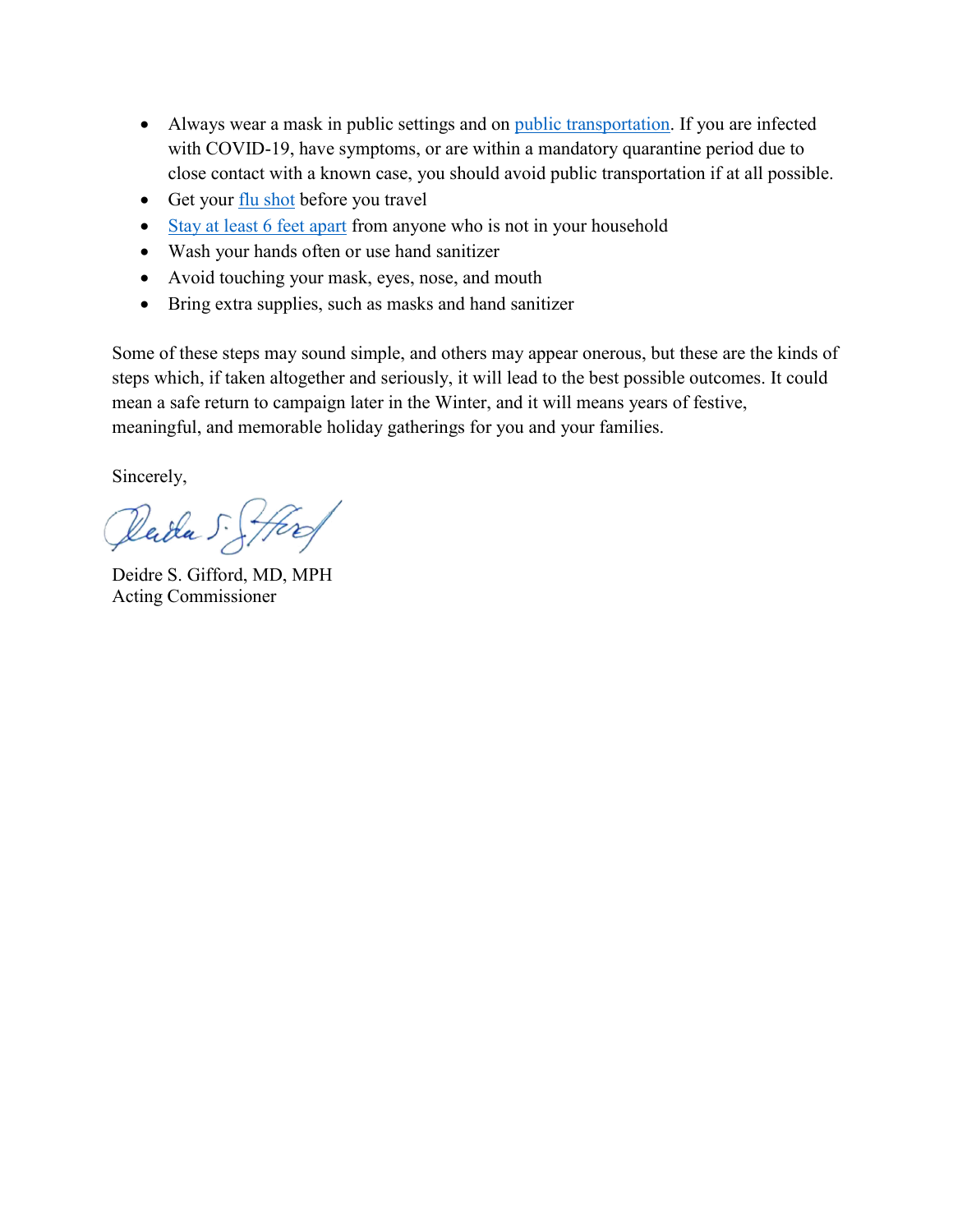- Always wear a mask in public settings and on public transportation. If you are infected with COVID-19, have symptoms, or are within a mandatory quarantine period due to close contact with a known case, you should avoid public transportation if at all possible.
- Get your flu shot before you travel
- Stay at least 6 feet apart from anyone who is not in your household
- Wash your hands often or use hand sanitizer
- Avoid touching your mask, eyes, nose, and mouth
- Bring extra supplies, such as masks and hand sanitizer

Some of these steps may sound simple, and others may appear onerous, but these are the kinds of steps which, if taken altogether and seriously, it will lead to the best possible outcomes. It could mean a safe return to campaign later in the Winter, and it will means years of festive, meaningful, and memorable holiday gatherings for you and your families.

Sincerely,

Deidre S. Gifford, MD, MPH
Acting Commissioner